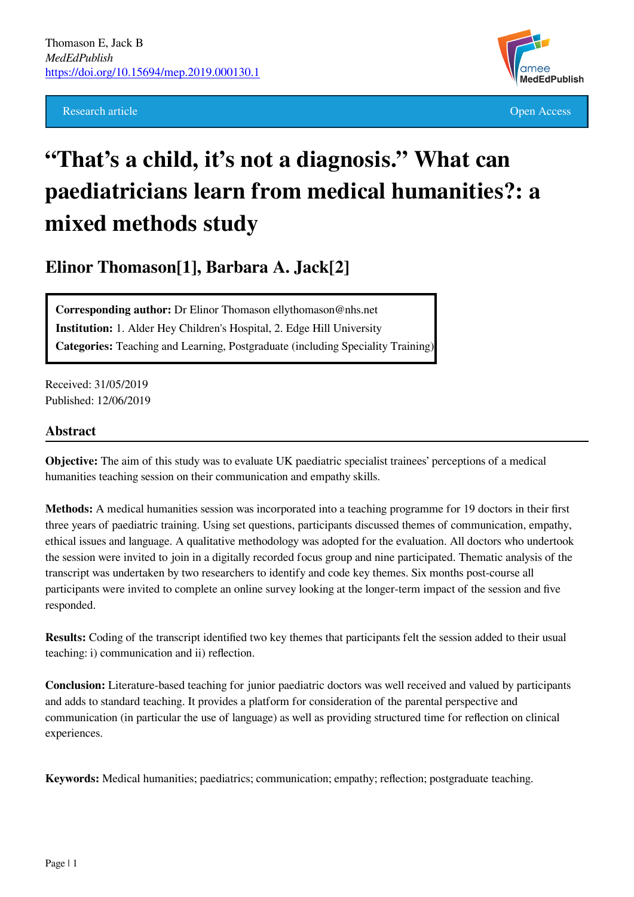Thomason E, Jack B
*MedEdPublish*
https://doi.org/10.15694/mep.2019.000130.1

Research article — Open Access

# "That's a child, it's not a diagnosis." What can paediatricians learn from medical humanities?: a mixed methods study

## Elinor Thomason[1], Barbara A. Jack[2]

**Corresponding author:** Dr Elinor Thomason ellythomason@nhs.net
**Institution:** 1. Alder Hey Children's Hospital, 2. Edge Hill University
**Categories:** Teaching and Learning, Postgraduate (including Speciality Training)

Received: 31/05/2019
Published: 12/06/2019

### Abstract

**Objective:** The aim of this study was to evaluate UK paediatric specialist trainees' perceptions of a medical humanities teaching session on their communication and empathy skills.

**Methods:** A medical humanities session was incorporated into a teaching programme for 19 doctors in their first three years of paediatric training. Using set questions, participants discussed themes of communication, empathy, ethical issues and language. A qualitative methodology was adopted for the evaluation. All doctors who undertook the session were invited to join in a digitally recorded focus group and nine participated. Thematic analysis of the transcript was undertaken by two researchers to identify and code key themes. Six months post-course all participants were invited to complete an online survey looking at the longer-term impact of the session and five responded.

**Results:** Coding of the transcript identified two key themes that participants felt the session added to their usual teaching: i) communication and ii) reflection.

**Conclusion:** Literature-based teaching for junior paediatric doctors was well received and valued by participants and adds to standard teaching. It provides a platform for consideration of the parental perspective and communication (in particular the use of language) as well as providing structured time for reflection on clinical experiences.

**Keywords:** Medical humanities; paediatrics; communication; empathy; reflection; postgraduate teaching.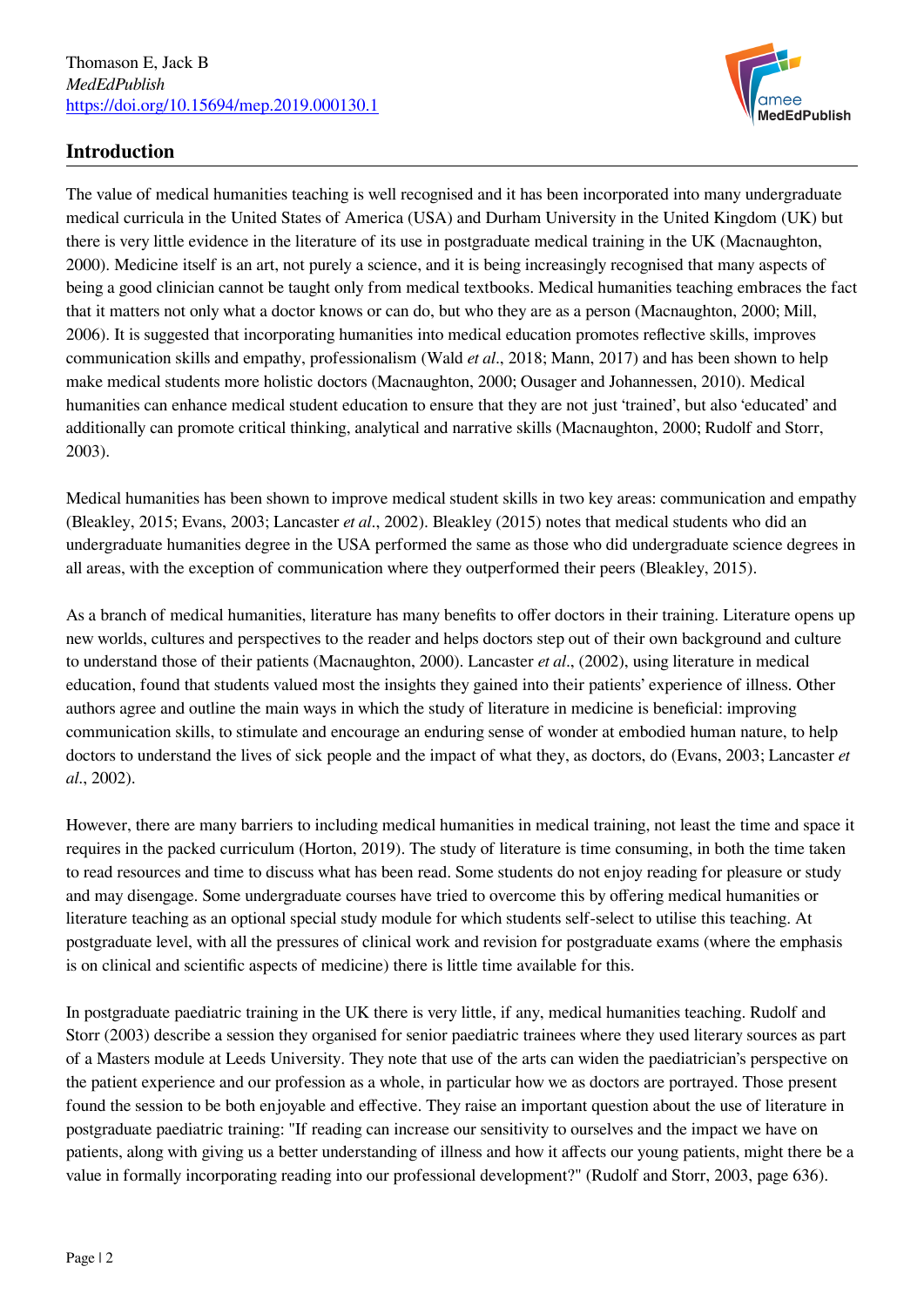## Introduction

The value of medical humanities teaching is well recognised and it has been incorporated into many undergraduate medical curricula in the United States of America (USA) and Durham University in the United Kingdom (UK) but there is very little evidence in the literature of its use in postgraduate medical training in the UK (Macnaughton, 2000). Medicine itself is an art, not purely a science, and it is being increasingly recognised that many aspects of being a good clinician cannot be taught only from medical textbooks. Medical humanities teaching embraces the fact that it matters not only what a doctor knows or can do, but who they are as a person (Macnaughton, 2000; Mill, 2006). It is suggested that incorporating humanities into medical education promotes reflective skills, improves communication skills and empathy, professionalism (Wald *et al*., 2018; Mann, 2017) and has been shown to help make medical students more holistic doctors (Macnaughton, 2000; Ousager and Johannessen, 2010). Medical humanities can enhance medical student education to ensure that they are not just 'trained', but also 'educated' and additionally can promote critical thinking, analytical and narrative skills (Macnaughton, 2000; Rudolf and Storr, 2003).

Medical humanities has been shown to improve medical student skills in two key areas: communication and empathy (Bleakley, 2015; Evans, 2003; Lancaster *et al*., 2002). Bleakley (2015) notes that medical students who did an undergraduate humanities degree in the USA performed the same as those who did undergraduate science degrees in all areas, with the exception of communication where they outperformed their peers (Bleakley, 2015).

As a branch of medical humanities, literature has many benefits to offer doctors in their training. Literature opens up new worlds, cultures and perspectives to the reader and helps doctors step out of their own background and culture to understand those of their patients (Macnaughton, 2000). Lancaster *et al*., (2002), using literature in medical education, found that students valued most the insights they gained into their patients' experience of illness. Other authors agree and outline the main ways in which the study of literature in medicine is beneficial: improving communication skills, to stimulate and encourage an enduring sense of wonder at embodied human nature, to help doctors to understand the lives of sick people and the impact of what they, as doctors, do (Evans, 2003; Lancaster *et al*., 2002).

However, there are many barriers to including medical humanities in medical training, not least the time and space it requires in the packed curriculum (Horton, 2019). The study of literature is time consuming, in both the time taken to read resources and time to discuss what has been read. Some students do not enjoy reading for pleasure or study and may disengage. Some undergraduate courses have tried to overcome this by offering medical humanities or literature teaching as an optional special study module for which students self-select to utilise this teaching. At postgraduate level, with all the pressures of clinical work and revision for postgraduate exams (where the emphasis is on clinical and scientific aspects of medicine) there is little time available for this.

In postgraduate paediatric training in the UK there is very little, if any, medical humanities teaching. Rudolf and Storr (2003) describe a session they organised for senior paediatric trainees where they used literary sources as part of a Masters module at Leeds University. They note that use of the arts can widen the paediatrician's perspective on the patient experience and our profession as a whole, in particular how we as doctors are portrayed. Those present found the session to be both enjoyable and effective. They raise an important question about the use of literature in postgraduate paediatric training: "If reading can increase our sensitivity to ourselves and the impact we have on patients, along with giving us a better understanding of illness and how it affects our young patients, might there be a value in formally incorporating reading into our professional development?" (Rudolf and Storr, 2003, page 636).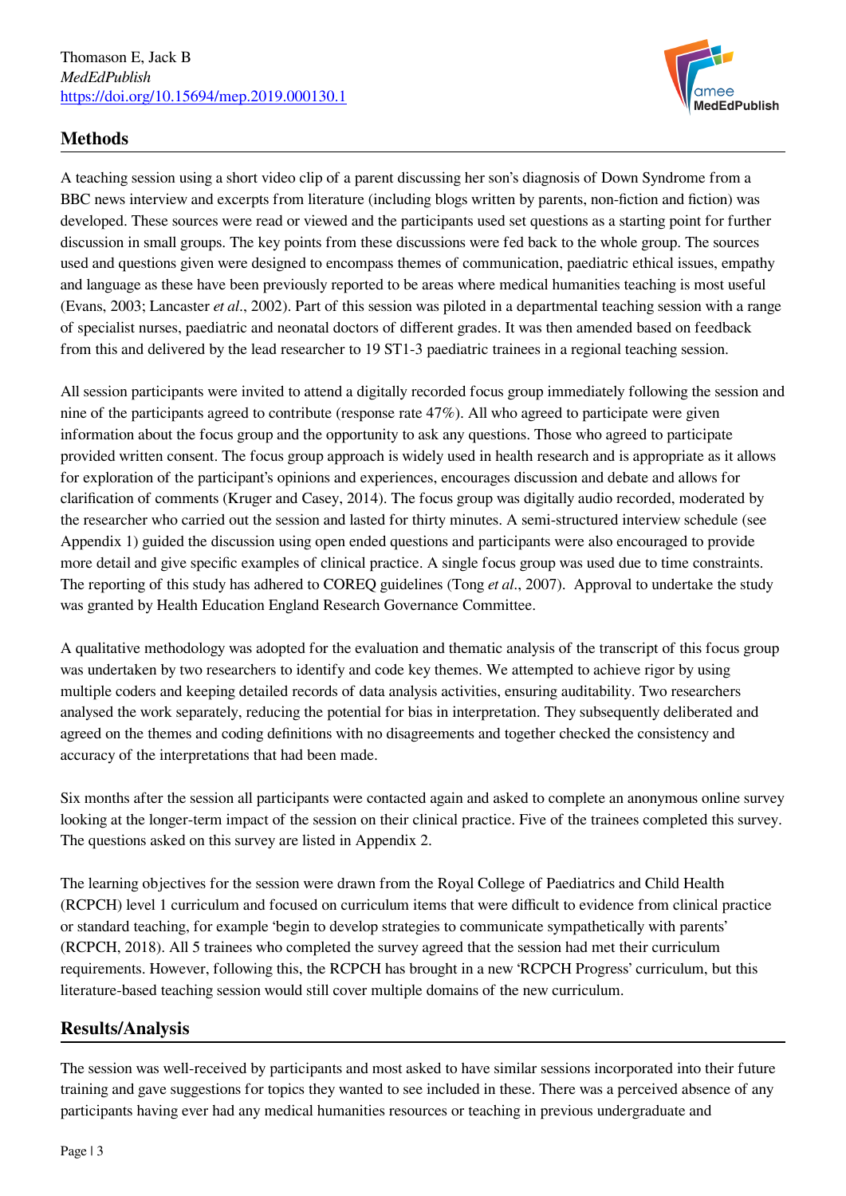## Methods

A teaching session using a short video clip of a parent discussing her son's diagnosis of Down Syndrome from a BBC news interview and excerpts from literature (including blogs written by parents, non-fiction and fiction) was developed. These sources were read or viewed and the participants used set questions as a starting point for further discussion in small groups. The key points from these discussions were fed back to the whole group. The sources used and questions given were designed to encompass themes of communication, paediatric ethical issues, empathy and language as these have been previously reported to be areas where medical humanities teaching is most useful (Evans, 2003; Lancaster *et al*., 2002). Part of this session was piloted in a departmental teaching session with a range of specialist nurses, paediatric and neonatal doctors of different grades. It was then amended based on feedback from this and delivered by the lead researcher to 19 ST1-3 paediatric trainees in a regional teaching session.

All session participants were invited to attend a digitally recorded focus group immediately following the session and nine of the participants agreed to contribute (response rate 47%). All who agreed to participate were given information about the focus group and the opportunity to ask any questions. Those who agreed to participate provided written consent. The focus group approach is widely used in health research and is appropriate as it allows for exploration of the participant's opinions and experiences, encourages discussion and debate and allows for clarification of comments (Kruger and Casey, 2014). The focus group was digitally audio recorded, moderated by the researcher who carried out the session and lasted for thirty minutes. A semi-structured interview schedule (see Appendix 1) guided the discussion using open ended questions and participants were also encouraged to provide more detail and give specific examples of clinical practice. A single focus group was used due to time constraints. The reporting of this study has adhered to COREQ guidelines (Tong *et al*., 2007). Approval to undertake the study was granted by Health Education England Research Governance Committee.

A qualitative methodology was adopted for the evaluation and thematic analysis of the transcript of this focus group was undertaken by two researchers to identify and code key themes. We attempted to achieve rigor by using multiple coders and keeping detailed records of data analysis activities, ensuring auditability. Two researchers analysed the work separately, reducing the potential for bias in interpretation. They subsequently deliberated and agreed on the themes and coding definitions with no disagreements and together checked the consistency and accuracy of the interpretations that had been made.

Six months after the session all participants were contacted again and asked to complete an anonymous online survey looking at the longer-term impact of the session on their clinical practice. Five of the trainees completed this survey. The questions asked on this survey are listed in Appendix 2.

The learning objectives for the session were drawn from the Royal College of Paediatrics and Child Health (RCPCH) level 1 curriculum and focused on curriculum items that were difficult to evidence from clinical practice or standard teaching, for example 'begin to develop strategies to communicate sympathetically with parents' (RCPCH, 2018). All 5 trainees who completed the survey agreed that the session had met their curriculum requirements. However, following this, the RCPCH has brought in a new 'RCPCH Progress' curriculum, but this literature-based teaching session would still cover multiple domains of the new curriculum.

## Results/Analysis

The session was well-received by participants and most asked to have similar sessions incorporated into their future training and gave suggestions for topics they wanted to see included in these. There was a perceived absence of any participants having ever had any medical humanities resources or teaching in previous undergraduate and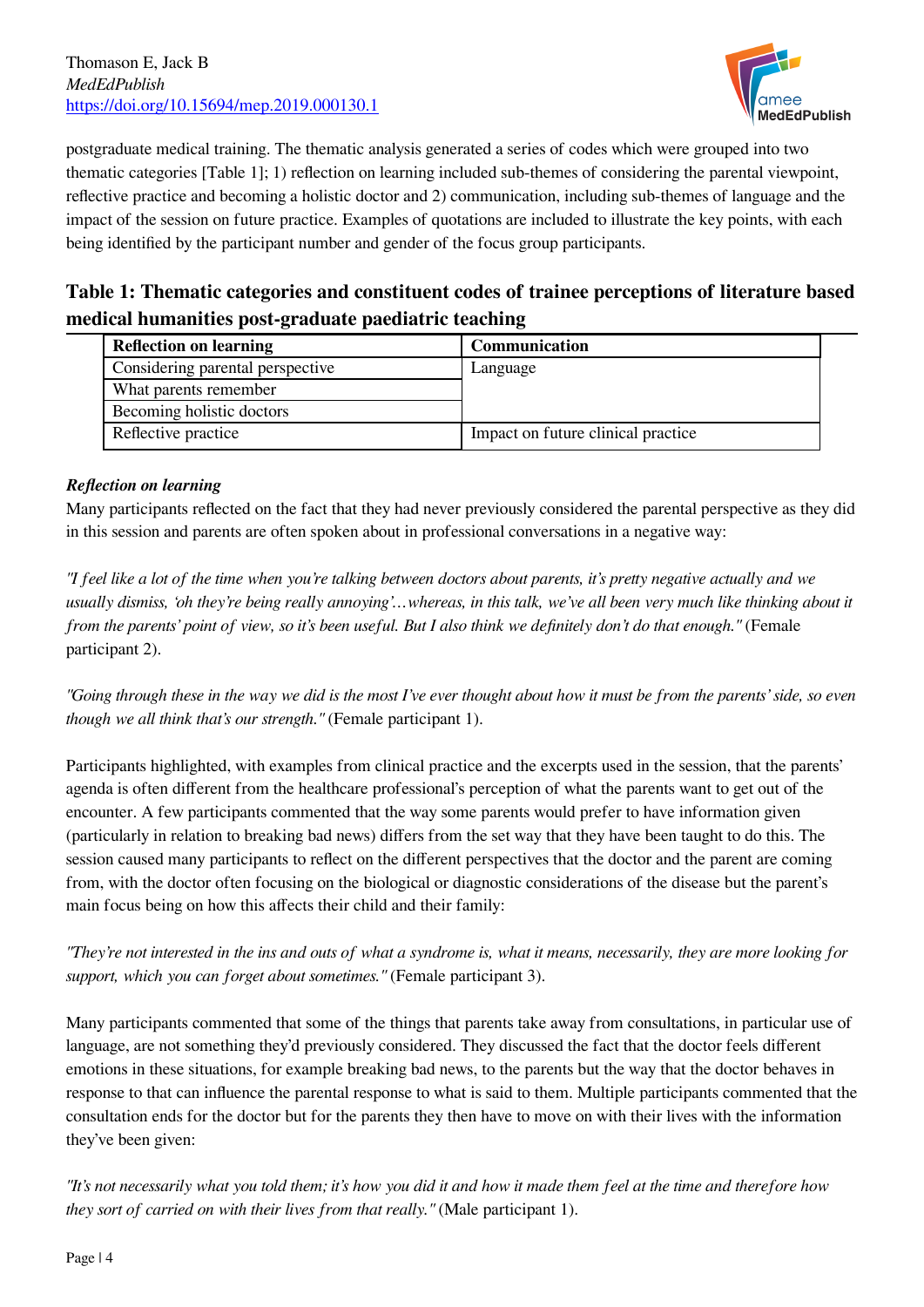postgraduate medical training. The thematic analysis generated a series of codes which were grouped into two thematic categories [Table 1]; 1) reflection on learning included sub-themes of considering the parental viewpoint, reflective practice and becoming a holistic doctor and 2) communication, including sub-themes of language and the impact of the session on future practice. Examples of quotations are included to illustrate the key points, with each being identified by the participant number and gender of the focus group participants.

## Table 1: Thematic categories and constituent codes of trainee perceptions of literature based medical humanities post-graduate paediatric teaching

| Reflection on learning | Communication |
|---|---|
| Considering parental perspective | Language |
| What parents remember | |
| Becoming holistic doctors | |
| Reflective practice | Impact on future clinical practice |

### *Reflection on learning*

Many participants reflected on the fact that they had never previously considered the parental perspective as they did in this session and parents are often spoken about in professional conversations in a negative way:

*"I feel like a lot of the time when you're talking between doctors about parents, it's pretty negative actually and we usually dismiss, 'oh they're being really annoying'…whereas, in this talk, we've all been very much like thinking about it from the parents' point of view, so it's been useful. But I also think we definitely don't do that enough."* (Female participant 2).

*"Going through these in the way we did is the most I've ever thought about how it must be from the parents' side, so even though we all think that's our strength."* (Female participant 1).

Participants highlighted, with examples from clinical practice and the excerpts used in the session, that the parents' agenda is often different from the healthcare professional's perception of what the parents want to get out of the encounter. A few participants commented that the way some parents would prefer to have information given (particularly in relation to breaking bad news) differs from the set way that they have been taught to do this. The session caused many participants to reflect on the different perspectives that the doctor and the parent are coming from, with the doctor often focusing on the biological or diagnostic considerations of the disease but the parent's main focus being on how this affects their child and their family:

*"They're not interested in the ins and outs of what a syndrome is, what it means, necessarily, they are more looking for support, which you can forget about sometimes."* (Female participant 3).

Many participants commented that some of the things that parents take away from consultations, in particular use of language, are not something they'd previously considered. They discussed the fact that the doctor feels different emotions in these situations, for example breaking bad news, to the parents but the way that the doctor behaves in response to that can influence the parental response to what is said to them. Multiple participants commented that the consultation ends for the doctor but for the parents they then have to move on with their lives with the information they've been given:

*"It's not necessarily what you told them; it's how you did it and how it made them feel at the time and therefore how they sort of carried on with their lives from that really."* (Male participant 1).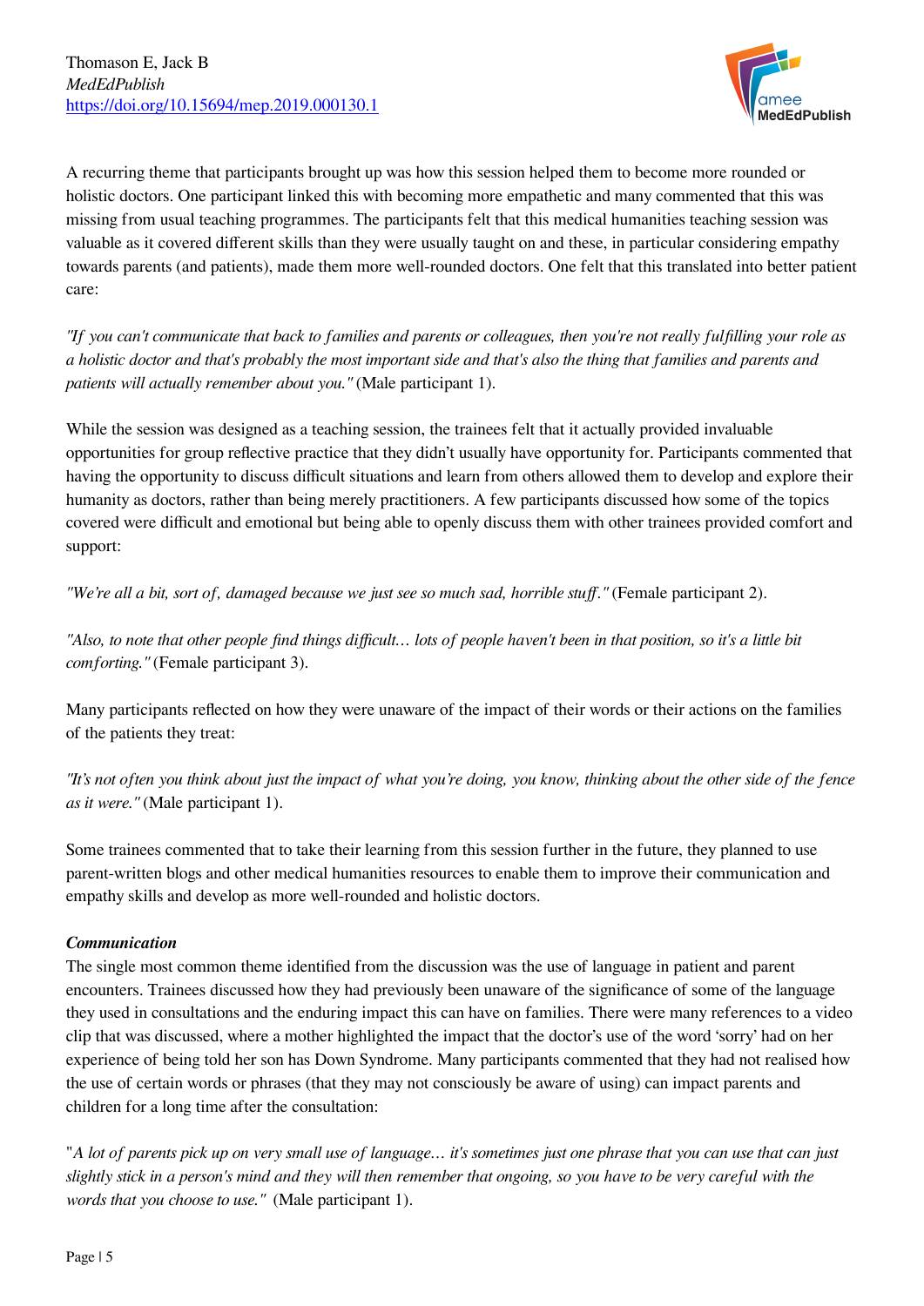A recurring theme that participants brought up was how this session helped them to become more rounded or holistic doctors. One participant linked this with becoming more empathetic and many commented that this was missing from usual teaching programmes. The participants felt that this medical humanities teaching session was valuable as it covered different skills than they were usually taught on and these, in particular considering empathy towards parents (and patients), made them more well-rounded doctors. One felt that this translated into better patient care:

*"If you can't communicate that back to families and parents or colleagues, then you're not really fulfilling your role as a holistic doctor and that's probably the most important side and that's also the thing that families and parents and patients will actually remember about you."* (Male participant 1).

While the session was designed as a teaching session, the trainees felt that it actually provided invaluable opportunities for group reflective practice that they didn't usually have opportunity for. Participants commented that having the opportunity to discuss difficult situations and learn from others allowed them to develop and explore their humanity as doctors, rather than being merely practitioners. A few participants discussed how some of the topics covered were difficult and emotional but being able to openly discuss them with other trainees provided comfort and support:

*"We're all a bit, sort of, damaged because we just see so much sad, horrible stuff."* (Female participant 2).

*"Also, to note that other people find things difficult… lots of people haven't been in that position, so it's a little bit comforting."* (Female participant 3).

Many participants reflected on how they were unaware of the impact of their words or their actions on the families of the patients they treat:

*"It's not often you think about just the impact of what you're doing, you know, thinking about the other side of the fence as it were."* (Male participant 1).

Some trainees commented that to take their learning from this session further in the future, they planned to use parent-written blogs and other medical humanities resources to enable them to improve their communication and empathy skills and develop as more well-rounded and holistic doctors.

***Communication***

The single most common theme identified from the discussion was the use of language in patient and parent encounters. Trainees discussed how they had previously been unaware of the significance of some of the language they used in consultations and the enduring impact this can have on families. There were many references to a video clip that was discussed, where a mother highlighted the impact that the doctor's use of the word 'sorry' had on her experience of being told her son has Down Syndrome. Many participants commented that they had not realised how the use of certain words or phrases (that they may not consciously be aware of using) can impact parents and children for a long time after the consultation:

"*A lot of parents pick up on very small use of language… it's sometimes just one phrase that you can use that can just slightly stick in a person's mind and they will then remember that ongoing, so you have to be very careful with the words that you choose to use."* (Male participant 1).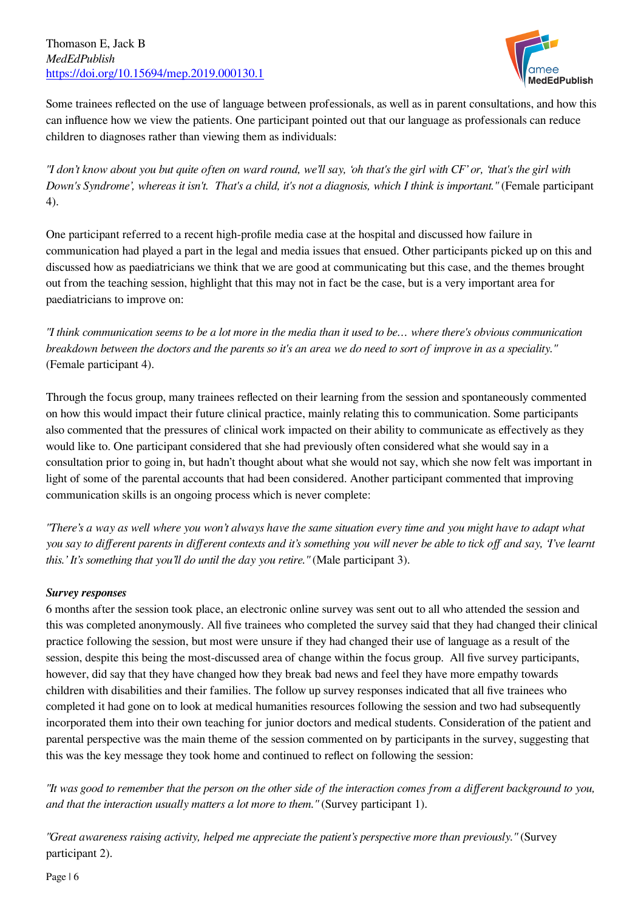Some trainees reflected on the use of language between professionals, as well as in parent consultations, and how this can influence how we view the patients. One participant pointed out that our language as professionals can reduce children to diagnoses rather than viewing them as individuals:

*"I don't know about you but quite often on ward round, we'll say, 'oh that's the girl with CF' or, 'that's the girl with Down's Syndrome', whereas it isn't. That's a child, it's not a diagnosis, which I think is important."* (Female participant 4).

One participant referred to a recent high-profile media case at the hospital and discussed how failure in communication had played a part in the legal and media issues that ensued. Other participants picked up on this and discussed how as paediatricians we think that we are good at communicating but this case, and the themes brought out from the teaching session, highlight that this may not in fact be the case, but is a very important area for paediatricians to improve on:

*"I think communication seems to be a lot more in the media than it used to be… where there's obvious communication breakdown between the doctors and the parents so it's an area we do need to sort of improve in as a speciality."* (Female participant 4).

Through the focus group, many trainees reflected on their learning from the session and spontaneously commented on how this would impact their future clinical practice, mainly relating this to communication. Some participants also commented that the pressures of clinical work impacted on their ability to communicate as effectively as they would like to. One participant considered that she had previously often considered what she would say in a consultation prior to going in, but hadn't thought about what she would not say, which she now felt was important in light of some of the parental accounts that had been considered. Another participant commented that improving communication skills is an ongoing process which is never complete:

*"There's a way as well where you won't always have the same situation every time and you might have to adapt what you say to different parents in different contexts and it's something you will never be able to tick off and say, 'I've learnt this.' It's something that you'll do until the day you retire."* (Male participant 3).

***Survey responses***

6 months after the session took place, an electronic online survey was sent out to all who attended the session and this was completed anonymously. All five trainees who completed the survey said that they had changed their clinical practice following the session, but most were unsure if they had changed their use of language as a result of the session, despite this being the most-discussed area of change within the focus group. All five survey participants, however, did say that they have changed how they break bad news and feel they have more empathy towards children with disabilities and their families. The follow up survey responses indicated that all five trainees who completed it had gone on to look at medical humanities resources following the session and two had subsequently incorporated them into their own teaching for junior doctors and medical students. Consideration of the patient and parental perspective was the main theme of the session commented on by participants in the survey, suggesting that this was the key message they took home and continued to reflect on following the session:

*"It was good to remember that the person on the other side of the interaction comes from a different background to you, and that the interaction usually matters a lot more to them."* (Survey participant 1).

*"Great awareness raising activity, helped me appreciate the patient's perspective more than previously."* (Survey participant 2).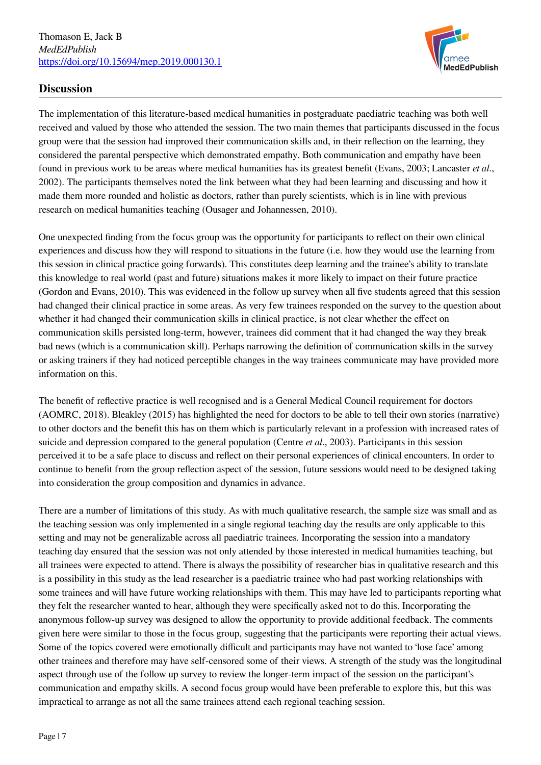## Discussion

The implementation of this literature-based medical humanities in postgraduate paediatric teaching was both well received and valued by those who attended the session. The two main themes that participants discussed in the focus group were that the session had improved their communication skills and, in their reflection on the learning, they considered the parental perspective which demonstrated empathy. Both communication and empathy have been found in previous work to be areas where medical humanities has its greatest benefit (Evans, 2003; Lancaster *et al.*, 2002). The participants themselves noted the link between what they had been learning and discussing and how it made them more rounded and holistic as doctors, rather than purely scientists, which is in line with previous research on medical humanities teaching (Ousager and Johannessen, 2010).

One unexpected finding from the focus group was the opportunity for participants to reflect on their own clinical experiences and discuss how they will respond to situations in the future (i.e. how they would use the learning from this session in clinical practice going forwards). This constitutes deep learning and the trainee's ability to translate this knowledge to real world (past and future) situations makes it more likely to impact on their future practice (Gordon and Evans, 2010). This was evidenced in the follow up survey when all five students agreed that this session had changed their clinical practice in some areas. As very few trainees responded on the survey to the question about whether it had changed their communication skills in clinical practice, is not clear whether the effect on communication skills persisted long-term, however, trainees did comment that it had changed the way they break bad news (which is a communication skill). Perhaps narrowing the definition of communication skills in the survey or asking trainers if they had noticed perceptible changes in the way trainees communicate may have provided more information on this.

The benefit of reflective practice is well recognised and is a General Medical Council requirement for doctors (AOMRC, 2018). Bleakley (2015) has highlighted the need for doctors to be able to tell their own stories (narrative) to other doctors and the benefit this has on them which is particularly relevant in a profession with increased rates of suicide and depression compared to the general population (Centre *et al.*, 2003). Participants in this session perceived it to be a safe place to discuss and reflect on their personal experiences of clinical encounters. In order to continue to benefit from the group reflection aspect of the session, future sessions would need to be designed taking into consideration the group composition and dynamics in advance.

There are a number of limitations of this study. As with much qualitative research, the sample size was small and as the teaching session was only implemented in a single regional teaching day the results are only applicable to this setting and may not be generalizable across all paediatric trainees. Incorporating the session into a mandatory teaching day ensured that the session was not only attended by those interested in medical humanities teaching, but all trainees were expected to attend. There is always the possibility of researcher bias in qualitative research and this is a possibility in this study as the lead researcher is a paediatric trainee who had past working relationships with some trainees and will have future working relationships with them. This may have led to participants reporting what they felt the researcher wanted to hear, although they were specifically asked not to do this. Incorporating the anonymous follow-up survey was designed to allow the opportunity to provide additional feedback. The comments given here were similar to those in the focus group, suggesting that the participants were reporting their actual views. Some of the topics covered were emotionally difficult and participants may have not wanted to 'lose face' among other trainees and therefore may have self-censored some of their views. A strength of the study was the longitudinal aspect through use of the follow up survey to review the longer-term impact of the session on the participant's communication and empathy skills. A second focus group would have been preferable to explore this, but this was impractical to arrange as not all the same trainees attend each regional teaching session.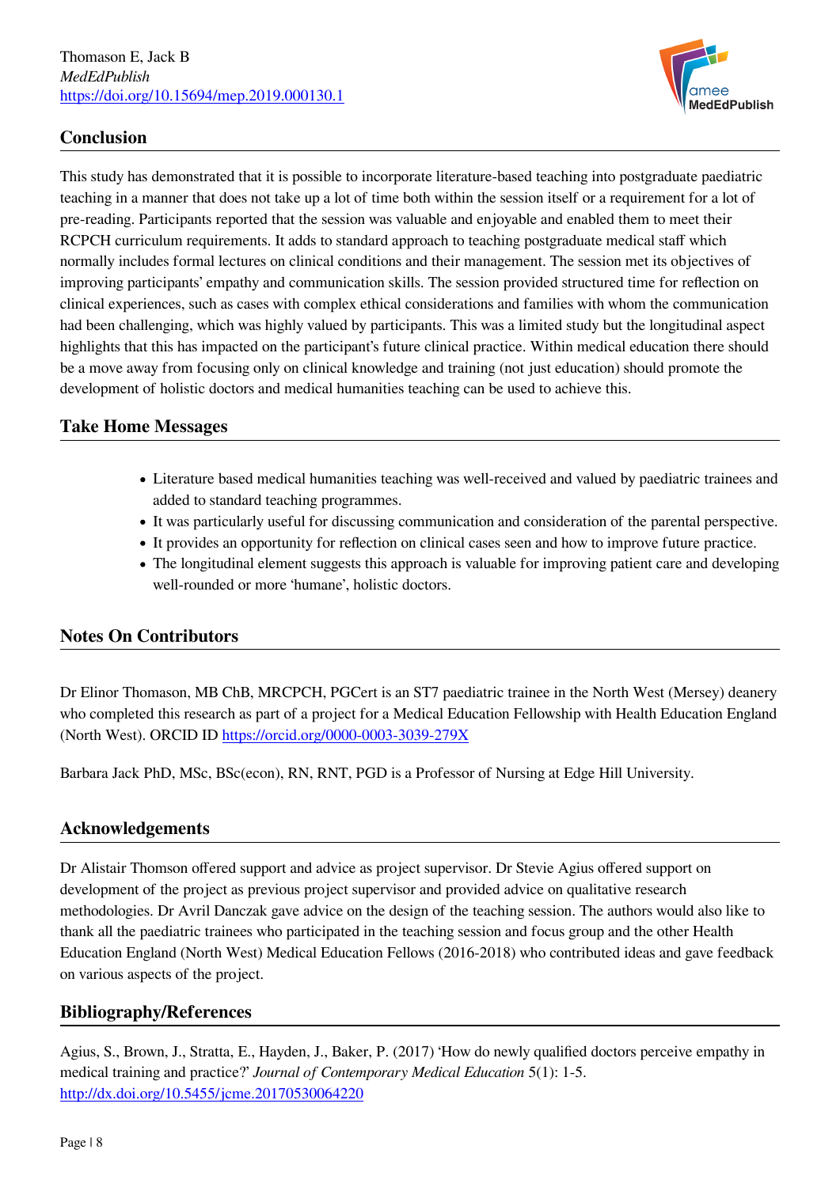## Conclusion

This study has demonstrated that it is possible to incorporate literature-based teaching into postgraduate paediatric teaching in a manner that does not take up a lot of time both within the session itself or a requirement for a lot of pre-reading. Participants reported that the session was valuable and enjoyable and enabled them to meet their RCPCH curriculum requirements. It adds to standard approach to teaching postgraduate medical staff which normally includes formal lectures on clinical conditions and their management. The session met its objectives of improving participants' empathy and communication skills. The session provided structured time for reflection on clinical experiences, such as cases with complex ethical considerations and families with whom the communication had been challenging, which was highly valued by participants. This was a limited study but the longitudinal aspect highlights that this has impacted on the participant's future clinical practice. Within medical education there should be a move away from focusing only on clinical knowledge and training (not just education) should promote the development of holistic doctors and medical humanities teaching can be used to achieve this.

## Take Home Messages

- Literature based medical humanities teaching was well-received and valued by paediatric trainees and added to standard teaching programmes.
- It was particularly useful for discussing communication and consideration of the parental perspective.
- It provides an opportunity for reflection on clinical cases seen and how to improve future practice.
- The longitudinal element suggests this approach is valuable for improving patient care and developing well-rounded or more 'humane', holistic doctors.

## Notes On Contributors

Dr Elinor Thomason, MB ChB, MRCPCH, PGCert is an ST7 paediatric trainee in the North West (Mersey) deanery who completed this research as part of a project for a Medical Education Fellowship with Health Education England (North West). ORCID ID https://orcid.org/0000-0003-3039-279X

Barbara Jack PhD, MSc, BSc(econ), RN, RNT, PGD is a Professor of Nursing at Edge Hill University.

## Acknowledgements

Dr Alistair Thomson offered support and advice as project supervisor. Dr Stevie Agius offered support on development of the project as previous project supervisor and provided advice on qualitative research methodologies. Dr Avril Danczak gave advice on the design of the teaching session. The authors would also like to thank all the paediatric trainees who participated in the teaching session and focus group and the other Health Education England (North West) Medical Education Fellows (2016-2018) who contributed ideas and gave feedback on various aspects of the project.

## Bibliography/References

Agius, S., Brown, J., Stratta, E., Hayden, J., Baker, P. (2017) 'How do newly qualified doctors perceive empathy in medical training and practice?' *Journal of Contemporary Medical Education* 5(1): 1-5. http://dx.doi.org/10.5455/jcme.20170530064220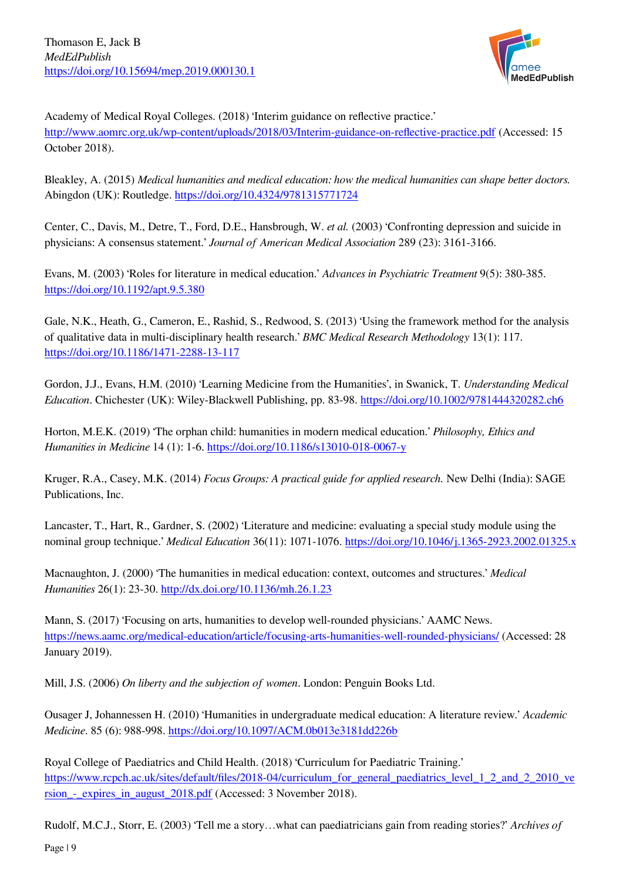Academy of Medical Royal Colleges. (2018) 'Interim guidance on reflective practice.' http://www.aomrc.org.uk/wp-content/uploads/2018/03/Interim-guidance-on-reflective-practice.pdf (Accessed: 15 October 2018).

Bleakley, A. (2015) *Medical humanities and medical education: how the medical humanities can shape better doctors.* Abingdon (UK): Routledge. https://doi.org/10.4324/9781315771724

Center, C., Davis, M., Detre, T., Ford, D.E., Hansbrough, W. *et al.* (2003) 'Confronting depression and suicide in physicians: A consensus statement.' *Journal of American Medical Association* 289 (23): 3161-3166.

Evans, M. (2003) 'Roles for literature in medical education.' *Advances in Psychiatric Treatment* 9(5): 380-385. https://doi.org/10.1192/apt.9.5.380

Gale, N.K., Heath, G., Cameron, E., Rashid, S., Redwood, S. (2013) 'Using the framework method for the analysis of qualitative data in multi-disciplinary health research.' *BMC Medical Research Methodology* 13(1): 117. https://doi.org/10.1186/1471-2288-13-117

Gordon, J.J., Evans, H.M. (2010) 'Learning Medicine from the Humanities', in Swanick, T. *Understanding Medical Education*. Chichester (UK): Wiley-Blackwell Publishing, pp. 83-98. https://doi.org/10.1002/9781444320282.ch6

Horton, M.E.K. (2019) 'The orphan child: humanities in modern medical education.' *Philosophy, Ethics and Humanities in Medicine* 14 (1): 1-6. https://doi.org/10.1186/s13010-018-0067-y

Kruger, R.A., Casey, M.K. (2014) *Focus Groups: A practical guide for applied research.* New Delhi (India): SAGE Publications, Inc.

Lancaster, T., Hart, R., Gardner, S. (2002) 'Literature and medicine: evaluating a special study module using the nominal group technique.' *Medical Education* 36(11): 1071-1076. https://doi.org/10.1046/j.1365-2923.2002.01325.x

Macnaughton, J. (2000) 'The humanities in medical education: context, outcomes and structures.' *Medical Humanities* 26(1): 23-30. http://dx.doi.org/10.1136/mh.26.1.23

Mann, S. (2017) 'Focusing on arts, humanities to develop well-rounded physicians.' AAMC News. https://news.aamc.org/medical-education/article/focusing-arts-humanities-well-rounded-physicians/ (Accessed: 28 January 2019).

Mill, J.S. (2006) *On liberty and the subjection of women*. London: Penguin Books Ltd.

Ousager J, Johannessen H. (2010) 'Humanities in undergraduate medical education: A literature review.' *Academic Medicine*. 85 (6): 988-998. https://doi.org/10.1097/ACM.0b013e3181dd226b

Royal College of Paediatrics and Child Health. (2018) 'Curriculum for Paediatric Training.' https://www.rcpch.ac.uk/sites/default/files/2018-04/curriculum_for_general_paediatrics_level_1_2_and_2_2010_version_-_expires_in_august_2018.pdf (Accessed: 3 November 2018).

Rudolf, M.C.J., Storr, E. (2003) 'Tell me a story…what can paediatricians gain from reading stories?' *Archives of*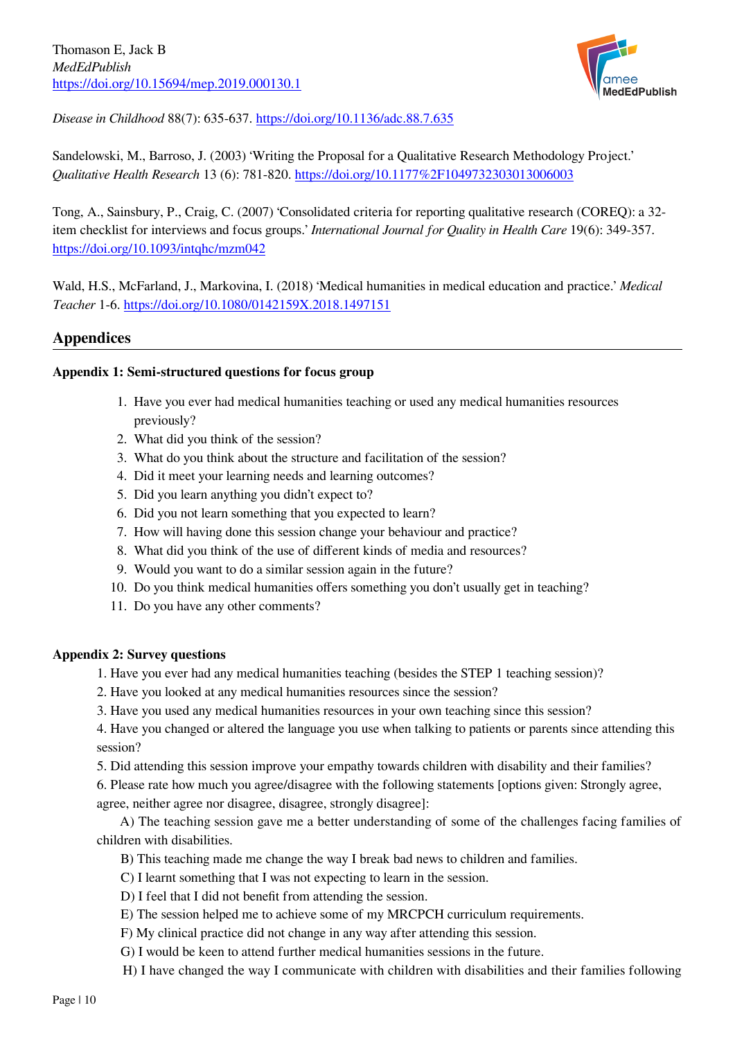*Disease in Childhood* 88(7): 635-637. https://doi.org/10.1136/adc.88.7.635

Sandelowski, M., Barroso, J. (2003) 'Writing the Proposal for a Qualitative Research Methodology Project.' *Qualitative Health Research* 13 (6): 781-820. https://doi.org/10.1177%2F1049732303013006003

Tong, A., Sainsbury, P., Craig, C. (2007) 'Consolidated criteria for reporting qualitative research (COREQ): a 32-item checklist for interviews and focus groups.' *International Journal for Quality in Health Care* 19(6): 349-357. https://doi.org/10.1093/intqhc/mzm042

Wald, H.S., McFarland, J., Markovina, I. (2018) 'Medical humanities in medical education and practice.' *Medical Teacher* 1-6. https://doi.org/10.1080/0142159X.2018.1497151

## Appendices

**Appendix 1: Semi-structured questions for focus group**

1. Have you ever had medical humanities teaching or used any medical humanities resources previously?
2. What did you think of the session?
3. What do you think about the structure and facilitation of the session?
4. Did it meet your learning needs and learning outcomes?
5. Did you learn anything you didn't expect to?
6. Did you not learn something that you expected to learn?
7. How will having done this session change your behaviour and practice?
8. What did you think of the use of different kinds of media and resources?
9. Would you want to do a similar session again in the future?
10. Do you think medical humanities offers something you don't usually get in teaching?
11. Do you have any other comments?

**Appendix 2: Survey questions**

1. Have you ever had any medical humanities teaching (besides the STEP 1 teaching session)?
2. Have you looked at any medical humanities resources since the session?
3. Have you used any medical humanities resources in your own teaching since this session?
4. Have you changed or altered the language you use when talking to patients or parents since attending this session?
5. Did attending this session improve your empathy towards children with disability and their families?
6. Please rate how much you agree/disagree with the following statements [options given: Strongly agree, agree, neither agree nor disagree, disagree, strongly disagree]:

A) The teaching session gave me a better understanding of some of the challenges facing families of children with disabilities.

B) This teaching made me change the way I break bad news to children and families.

C) I learnt something that I was not expecting to learn in the session.

D) I feel that I did not benefit from attending the session.

E) The session helped me to achieve some of my MRCPCH curriculum requirements.

F) My clinical practice did not change in any way after attending this session.

G) I would be keen to attend further medical humanities sessions in the future.

H) I have changed the way I communicate with children with disabilities and their families following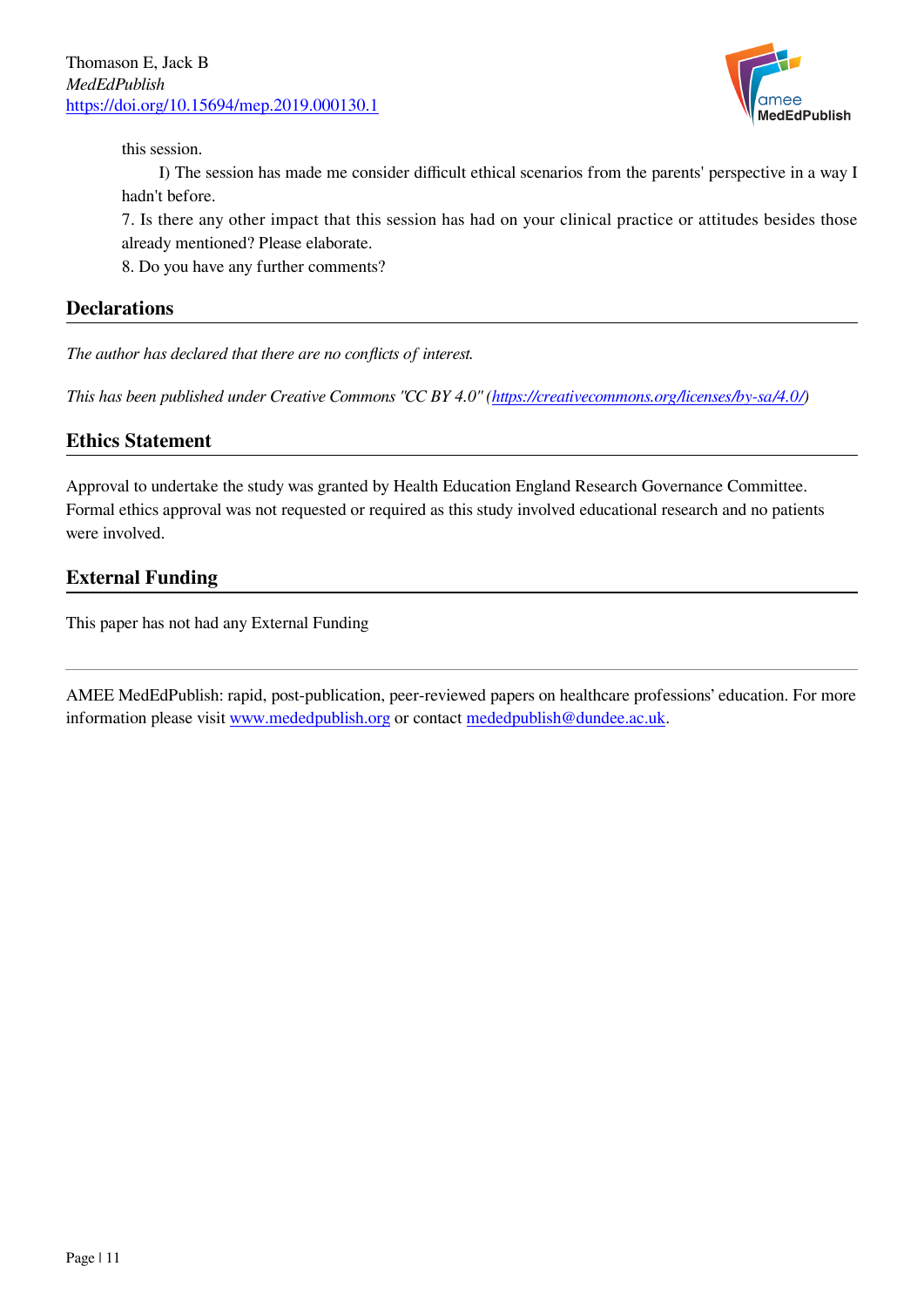this session.

I) The session has made me consider difficult ethical scenarios from the parents' perspective in a way I hadn't before.

7. Is there any other impact that this session has had on your clinical practice or attitudes besides those already mentioned? Please elaborate.

8. Do you have any further comments?

## Declarations

*The author has declared that there are no conflicts of interest.*

*This has been published under Creative Commons "CC BY 4.0" (https://creativecommons.org/licenses/by-sa/4.0/)*

## Ethics Statement

Approval to undertake the study was granted by Health Education England Research Governance Committee. Formal ethics approval was not requested or required as this study involved educational research and no patients were involved.

## External Funding

This paper has not had any External Funding

---

AMEE MedEdPublish: rapid, post-publication, peer-reviewed papers on healthcare professions' education. For more information please visit www.mededpublish.org or contact mededpublish@dundee.ac.uk.